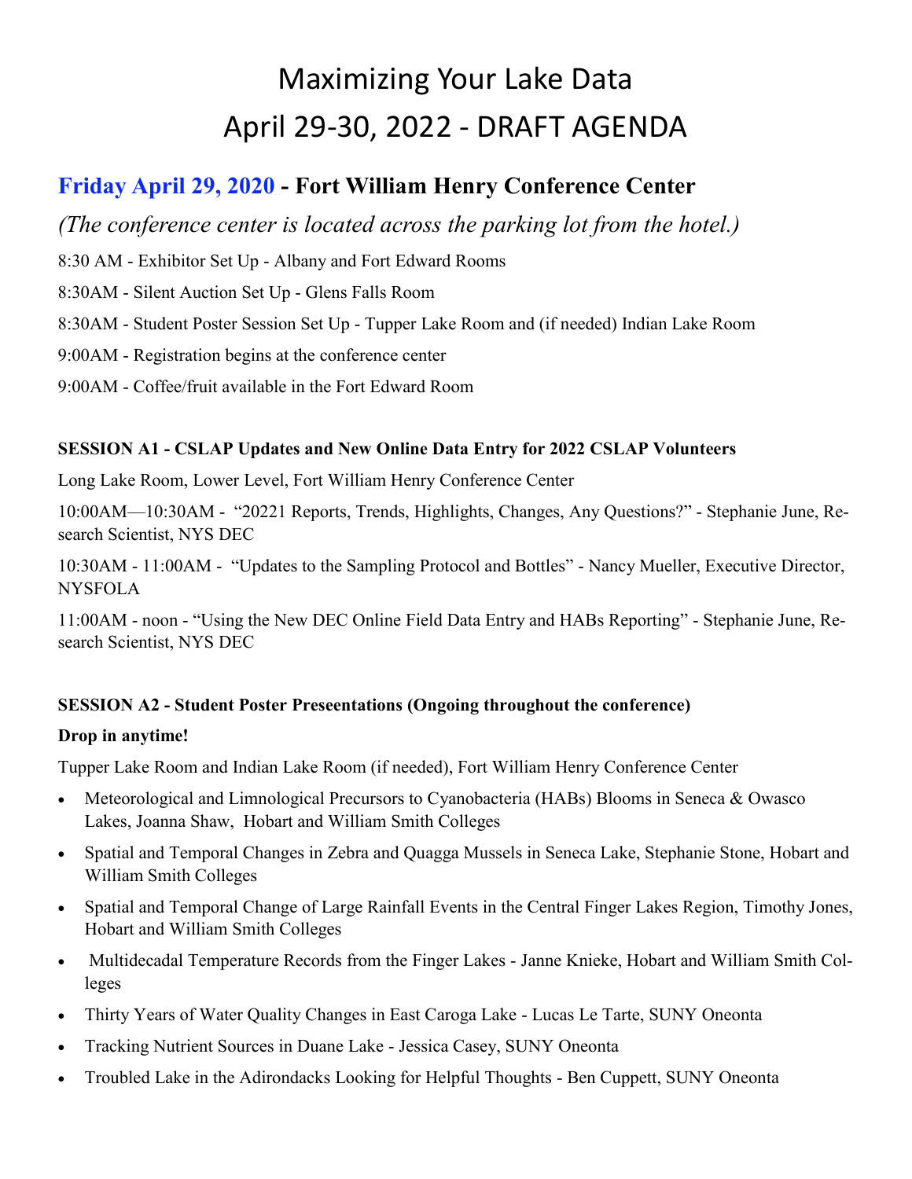# Maximizing Your Lake Data
# April 29-30, 2022 - DRAFT AGENDA

## Friday April 29, 2020 - Fort William Henry Conference Center

*(The conference center is located across the parking lot from the hotel.)*

8:30 AM - Exhibitor Set Up - Albany and Fort Edward Rooms

8:30AM - Silent Auction Set Up - Glens Falls Room

8:30AM - Student Poster Session Set Up - Tupper Lake Room and (if needed) Indian Lake Room

9:00AM - Registration begins at the conference center

9:00AM - Coffee/fruit available in the Fort Edward Room

**SESSION A1 - CSLAP Updates and New Online Data Entry for 2022 CSLAP Volunteers**

Long Lake Room, Lower Level, Fort William Henry Conference Center

10:00AM—10:30AM - "20221 Reports, Trends, Highlights, Changes, Any Questions?" - Stephanie June, Research Scientist, NYS DEC

10:30AM - 11:00AM - "Updates to the Sampling Protocol and Bottles" - Nancy Mueller, Executive Director, NYSFOLA

11:00AM - noon - "Using the New DEC Online Field Data Entry and HABs Reporting" - Stephanie June, Research Scientist, NYS DEC

**SESSION A2 - Student Poster Preseentations (Ongoing throughout the conference)**

**Drop in anytime!**

Tupper Lake Room and Indian Lake Room (if needed), Fort William Henry Conference Center

- Meteorological and Limnological Precursors to Cyanobacteria (HABs) Blooms in Seneca & Owasco Lakes, Joanna Shaw, Hobart and William Smith Colleges
- Spatial and Temporal Changes in Zebra and Quagga Mussels in Seneca Lake, Stephanie Stone, Hobart and William Smith Colleges
- Spatial and Temporal Change of Large Rainfall Events in the Central Finger Lakes Region, Timothy Jones, Hobart and William Smith Colleges
- Multidecadal Temperature Records from the Finger Lakes - Janne Knieke, Hobart and William Smith Colleges
- Thirty Years of Water Quality Changes in East Caroga Lake - Lucas Le Tarte, SUNY Oneonta
- Tracking Nutrient Sources in Duane Lake - Jessica Casey, SUNY Oneonta
- Troubled Lake in the Adirondacks Looking for Helpful Thoughts - Ben Cuppett, SUNY Oneonta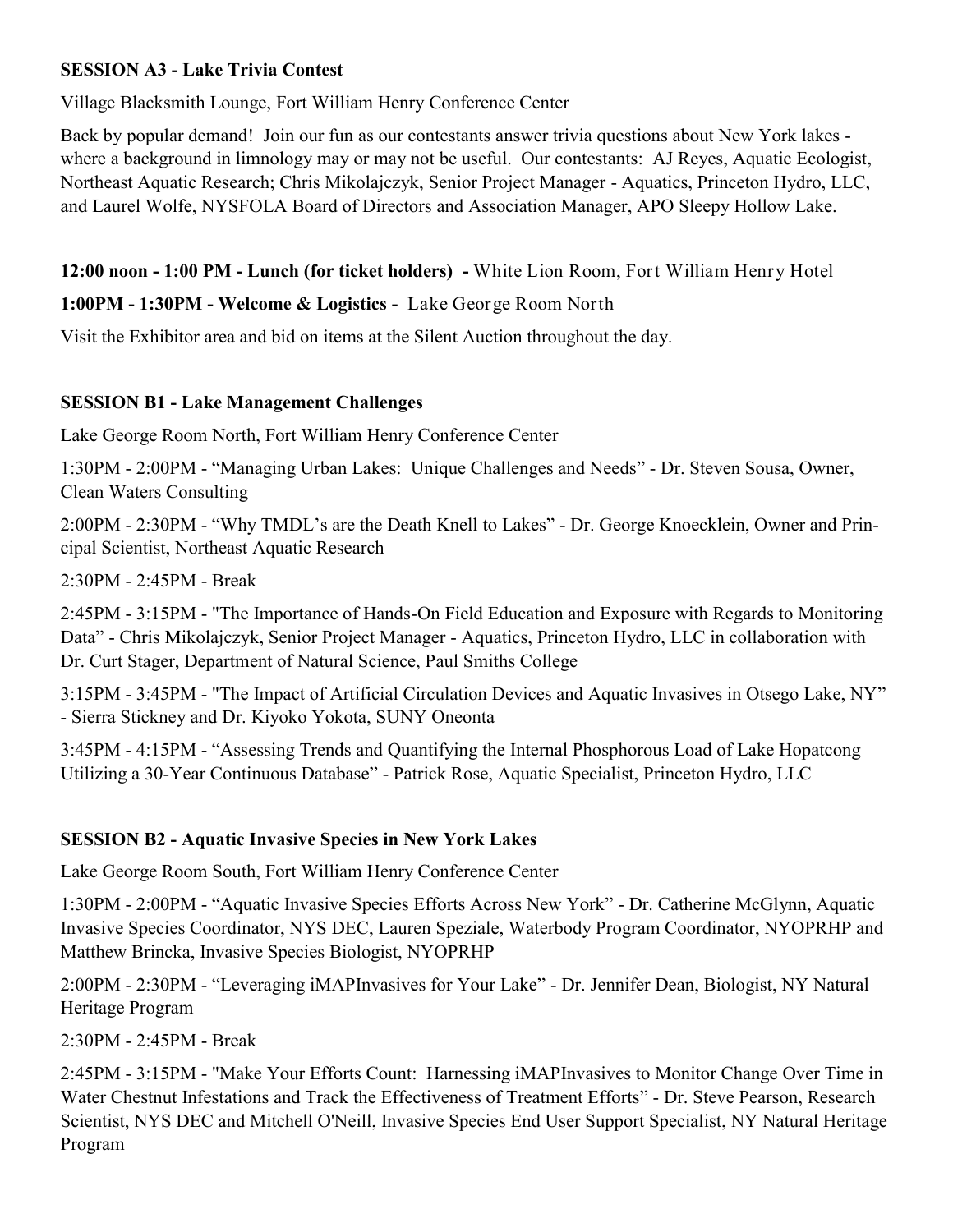**SESSION A3 - Lake Trivia Contest**

Village Blacksmith Lounge, Fort William Henry Conference Center

Back by popular demand! Join our fun as our contestants answer trivia questions about New York lakes - where a background in limnology may or may not be useful. Our contestants: AJ Reyes, Aquatic Ecologist, Northeast Aquatic Research; Chris Mikolajczyk, Senior Project Manager - Aquatics, Princeton Hydro, LLC, and Laurel Wolfe, NYSFOLA Board of Directors and Association Manager, APO Sleepy Hollow Lake.

**12:00 noon - 1:00 PM - Lunch (for ticket holders) -** White Lion Room, Fort William Henry Hotel

**1:00PM - 1:30PM - Welcome & Logistics -** Lake George Room North

Visit the Exhibitor area and bid on items at the Silent Auction throughout the day.

**SESSION B1 - Lake Management Challenges**

Lake George Room North, Fort William Henry Conference Center

1:30PM - 2:00PM - "Managing Urban Lakes: Unique Challenges and Needs" - Dr. Steven Sousa, Owner, Clean Waters Consulting

2:00PM - 2:30PM - "Why TMDL's are the Death Knell to Lakes" - Dr. George Knoecklein, Owner and Principal Scientist, Northeast Aquatic Research

2:30PM - 2:45PM - Break

2:45PM - 3:15PM - "The Importance of Hands-On Field Education and Exposure with Regards to Monitoring Data" - Chris Mikolajczyk, Senior Project Manager - Aquatics, Princeton Hydro, LLC in collaboration with Dr. Curt Stager, Department of Natural Science, Paul Smiths College

3:15PM - 3:45PM - "The Impact of Artificial Circulation Devices and Aquatic Invasives in Otsego Lake, NY" - Sierra Stickney and Dr. Kiyoko Yokota, SUNY Oneonta

3:45PM - 4:15PM - "Assessing Trends and Quantifying the Internal Phosphorous Load of Lake Hopatcong Utilizing a 30-Year Continuous Database" - Patrick Rose, Aquatic Specialist, Princeton Hydro, LLC

**SESSION B2 - Aquatic Invasive Species in New York Lakes**

Lake George Room South, Fort William Henry Conference Center

1:30PM - 2:00PM - "Aquatic Invasive Species Efforts Across New York" - Dr. Catherine McGlynn, Aquatic Invasive Species Coordinator, NYS DEC, Lauren Speziale, Waterbody Program Coordinator, NYOPRHP and Matthew Brincka, Invasive Species Biologist, NYOPRHP

2:00PM - 2:30PM - "Leveraging iMAPInvasives for Your Lake" - Dr. Jennifer Dean, Biologist, NY Natural Heritage Program

2:30PM - 2:45PM - Break

2:45PM - 3:15PM - "Make Your Efforts Count: Harnessing iMAPInvasives to Monitor Change Over Time in Water Chestnut Infestations and Track the Effectiveness of Treatment Efforts" - Dr. Steve Pearson, Research Scientist, NYS DEC and Mitchell O'Neill, Invasive Species End User Support Specialist, NY Natural Heritage Program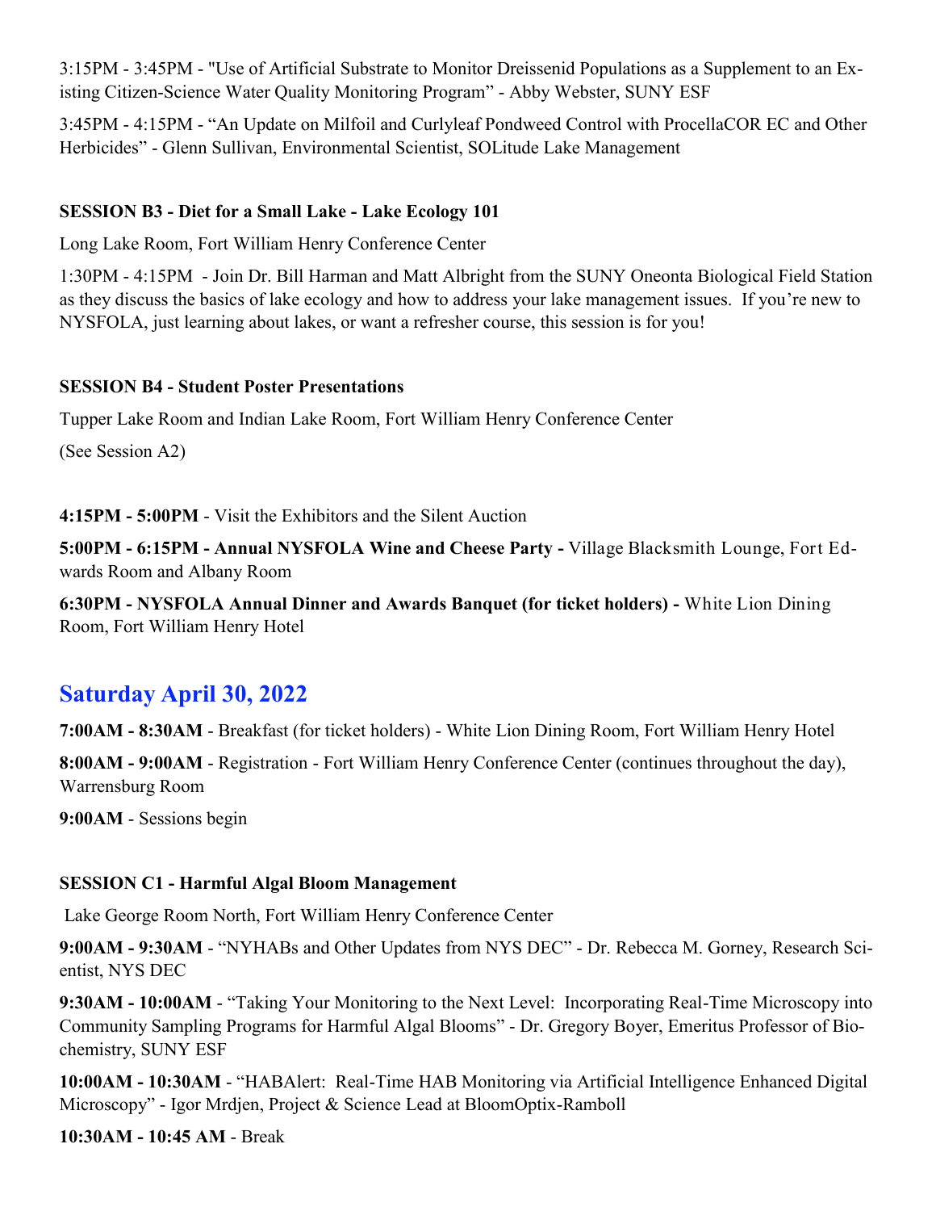3:15PM - 3:45PM - "Use of Artificial Substrate to Monitor Dreissenid Populations as a Supplement to an Existing Citizen-Science Water Quality Monitoring Program" - Abby Webster, SUNY ESF

3:45PM - 4:15PM - "An Update on Milfoil and Curlyleaf Pondweed Control with ProcellaCOR EC and Other Herbicides" - Glenn Sullivan, Environmental Scientist, SOLitude Lake Management

**SESSION B3 - Diet for a Small Lake - Lake Ecology 101**

Long Lake Room, Fort William Henry Conference Center

1:30PM - 4:15PM - Join Dr. Bill Harman and Matt Albright from the SUNY Oneonta Biological Field Station as they discuss the basics of lake ecology and how to address your lake management issues. If you're new to NYSFOLA, just learning about lakes, or want a refresher course, this session is for you!

**SESSION B4 - Student Poster Presentations**

Tupper Lake Room and Indian Lake Room, Fort William Henry Conference Center

(See Session A2)

**4:15PM - 5:00PM** - Visit the Exhibitors and the Silent Auction

**5:00PM - 6:15PM - Annual NYSFOLA Wine and Cheese Party -** Village Blacksmith Lounge, Fort Edwards Room and Albany Room

**6:30PM - NYSFOLA Annual Dinner and Awards Banquet (for ticket holders) -** White Lion Dining Room, Fort William Henry Hotel

## Saturday April 30, 2022

**7:00AM - 8:30AM** - Breakfast (for ticket holders) - White Lion Dining Room, Fort William Henry Hotel

**8:00AM - 9:00AM** - Registration - Fort William Henry Conference Center (continues throughout the day), Warrensburg Room

**9:00AM** - Sessions begin

**SESSION C1 - Harmful Algal Bloom Management**

Lake George Room North, Fort William Henry Conference Center

**9:00AM - 9:30AM** - "NYHABs and Other Updates from NYS DEC" - Dr. Rebecca M. Gorney, Research Scientist, NYS DEC

**9:30AM - 10:00AM** - "Taking Your Monitoring to the Next Level: Incorporating Real-Time Microscopy into Community Sampling Programs for Harmful Algal Blooms" - Dr. Gregory Boyer, Emeritus Professor of Biochemistry, SUNY ESF

**10:00AM - 10:30AM** - "HABAlert: Real-Time HAB Monitoring via Artificial Intelligence Enhanced Digital Microscopy" - Igor Mrdjen, Project & Science Lead at BloomOptix-Ramboll

**10:30AM - 10:45 AM** - Break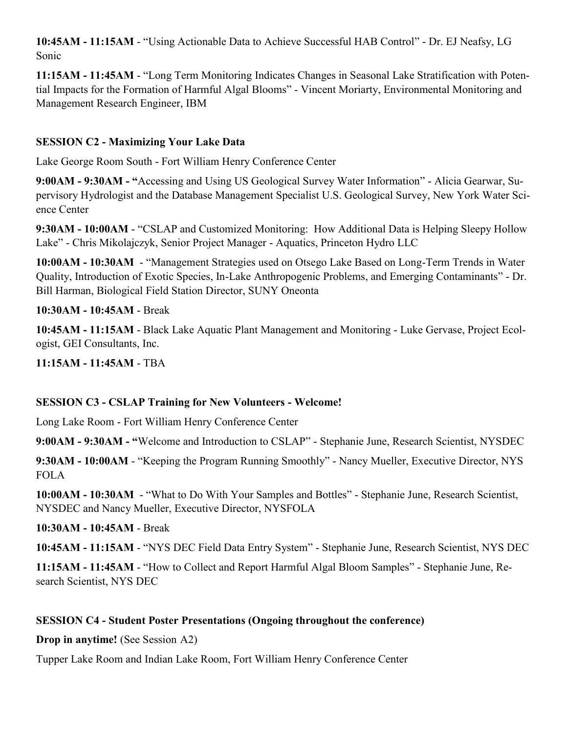**10:45AM - 11:15AM** - “Using Actionable Data to Achieve Successful HAB Control” - Dr. EJ Neafsy, LG Sonic

**11:15AM - 11:45AM** - “Long Term Monitoring Indicates Changes in Seasonal Lake Stratification with Potential Impacts for the Formation of Harmful Algal Blooms” - Vincent Moriarty, Environmental Monitoring and Management Research Engineer, IBM

**SESSION C2 - Maximizing Your Lake Data**

Lake George Room South - Fort William Henry Conference Center

**9:00AM - 9:30AM - “**Accessing and Using US Geological Survey Water Information” - Alicia Gearwar, Supervisory Hydrologist and the Database Management Specialist U.S. Geological Survey, New York Water Science Center

**9:30AM - 10:00AM** - “CSLAP and Customized Monitoring: How Additional Data is Helping Sleepy Hollow Lake” - Chris Mikolajczyk, Senior Project Manager - Aquatics, Princeton Hydro LLC

**10:00AM - 10:30AM** - “Management Strategies used on Otsego Lake Based on Long-Term Trends in Water Quality, Introduction of Exotic Species, In-Lake Anthropogenic Problems, and Emerging Contaminants” - Dr. Bill Harman, Biological Field Station Director, SUNY Oneonta

**10:30AM - 10:45AM** - Break

**10:45AM - 11:15AM** - Black Lake Aquatic Plant Management and Monitoring - Luke Gervase, Project Ecologist, GEI Consultants, Inc.

**11:15AM - 11:45AM** - TBA

**SESSION C3 - CSLAP Training for New Volunteers - Welcome!**

Long Lake Room - Fort William Henry Conference Center

**9:00AM - 9:30AM - “**Welcome and Introduction to CSLAP” - Stephanie June, Research Scientist, NYSDEC

**9:30AM - 10:00AM** - “Keeping the Program Running Smoothly” - Nancy Mueller, Executive Director, NYS FOLA

**10:00AM - 10:30AM** - “What to Do With Your Samples and Bottles” - Stephanie June, Research Scientist, NYSDEC and Nancy Mueller, Executive Director, NYSFOLA

**10:30AM - 10:45AM** - Break

**10:45AM - 11:15AM** - “NYS DEC Field Data Entry System” - Stephanie June, Research Scientist, NYS DEC

**11:15AM - 11:45AM** - “How to Collect and Report Harmful Algal Bloom Samples” - Stephanie June, Research Scientist, NYS DEC

**SESSION C4 - Student Poster Presentations (Ongoing throughout the conference)**

**Drop in anytime!** (See Session A2)

Tupper Lake Room and Indian Lake Room, Fort William Henry Conference Center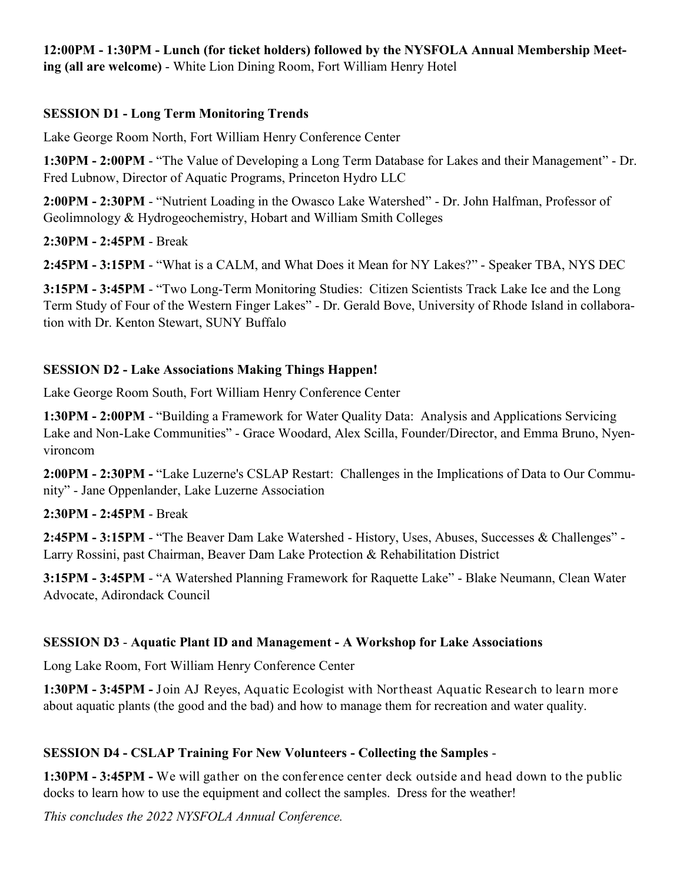**12:00PM - 1:30PM - Lunch (for ticket holders) followed by the NYSFOLA Annual Membership Meeting (all are welcome)** - White Lion Dining Room, Fort William Henry Hotel

**SESSION D1 - Long Term Monitoring Trends**

Lake George Room North, Fort William Henry Conference Center

**1:30PM - 2:00PM** - "The Value of Developing a Long Term Database for Lakes and their Management" - Dr. Fred Lubnow, Director of Aquatic Programs, Princeton Hydro LLC

**2:00PM - 2:30PM** - "Nutrient Loading in the Owasco Lake Watershed" - Dr. John Halfman, Professor of Geolimnology & Hydrogeochemistry, Hobart and William Smith Colleges

**2:30PM - 2:45PM** - Break

**2:45PM - 3:15PM** - "What is a CALM, and What Does it Mean for NY Lakes?" - Speaker TBA, NYS DEC

**3:15PM - 3:45PM** - "Two Long-Term Monitoring Studies: Citizen Scientists Track Lake Ice and the Long Term Study of Four of the Western Finger Lakes" - Dr. Gerald Bove, University of Rhode Island in collaboration with Dr. Kenton Stewart, SUNY Buffalo

**SESSION D2 - Lake Associations Making Things Happen!**

Lake George Room South, Fort William Henry Conference Center

**1:30PM - 2:00PM** - "Building a Framework for Water Quality Data: Analysis and Applications Servicing Lake and Non-Lake Communities" - Grace Woodard, Alex Scilla, Founder/Director, and Emma Bruno, Nyenvironcom

**2:00PM - 2:30PM -** "Lake Luzerne's CSLAP Restart: Challenges in the Implications of Data to Our Community" - Jane Oppenlander, Lake Luzerne Association

**2:30PM - 2:45PM** - Break

**2:45PM - 3:15PM** - "The Beaver Dam Lake Watershed - History, Uses, Abuses, Successes & Challenges" - Larry Rossini, past Chairman, Beaver Dam Lake Protection & Rehabilitation District

**3:15PM - 3:45PM** - "A Watershed Planning Framework for Raquette Lake" - Blake Neumann, Clean Water Advocate, Adirondack Council

**SESSION D3** - **Aquatic Plant ID and Management - A Workshop for Lake Associations**

Long Lake Room, Fort William Henry Conference Center

**1:30PM - 3:45PM -** Join AJ Reyes, Aquatic Ecologist with Northeast Aquatic Research to learn more about aquatic plants (the good and the bad) and how to manage them for recreation and water quality.

**SESSION D4 - CSLAP Training For New Volunteers - Collecting the Samples** -

**1:30PM - 3:45PM -** We will gather on the conference center deck outside and head down to the public docks to learn how to use the equipment and collect the samples. Dress for the weather!

*This concludes the 2022 NYSFOLA Annual Conference.*